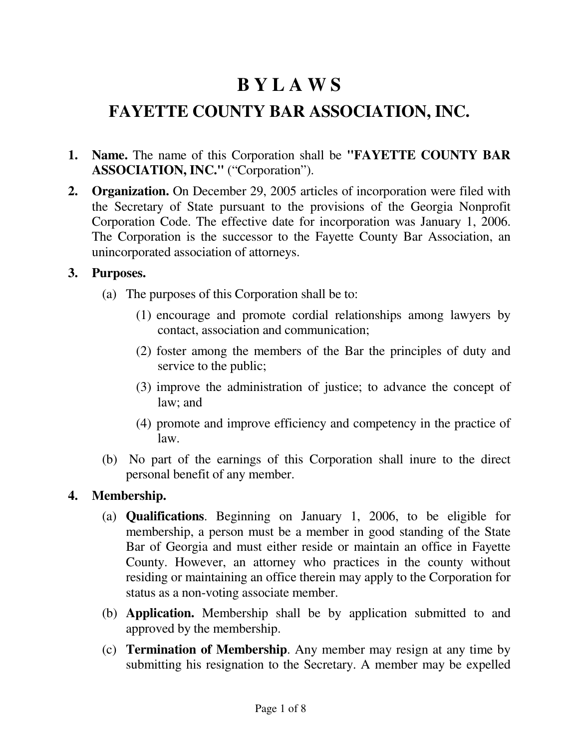# B Y L A W S

## FAYETTE COUNTY BAR ASSOCIATION, INC.

1. **Name.** The name of this Corporation shall be **"FAYETTE COUNTY BAR ASSOCIATION, INC."** ("Corporation").

2. **Organization.** On December 29, 2005 articles of incorporation were filed with the Secretary of State pursuant to the provisions of the Georgia Nonprofit Corporation Code. The effective date for incorporation was January 1, 2006. The Corporation is the successor to the Fayette County Bar Association, an unincorporated association of attorneys.

3. **Purposes.**

   (a) The purposes of this Corporation shall be to:

   (1) encourage and promote cordial relationships among lawyers by contact, association and communication;

   (2) foster among the members of the Bar the principles of duty and service to the public;

   (3) improve the administration of justice; to advance the concept of law; and

   (4) promote and improve efficiency and competency in the practice of law.

   (b) No part of the earnings of this Corporation shall inure to the direct personal benefit of any member.

4. **Membership.**

   (a) **Qualifications**. Beginning on January 1, 2006, to be eligible for membership, a person must be a member in good standing of the State Bar of Georgia and must either reside or maintain an office in Fayette County. However, an attorney who practices in the county without residing or maintaining an office therein may apply to the Corporation for status as a non-voting associate member.

   (b) **Application.** Membership shall be by application submitted to and approved by the membership.

   (c) **Termination of Membership**. Any member may resign at any time by submitting his resignation to the Secretary. A member may be expelled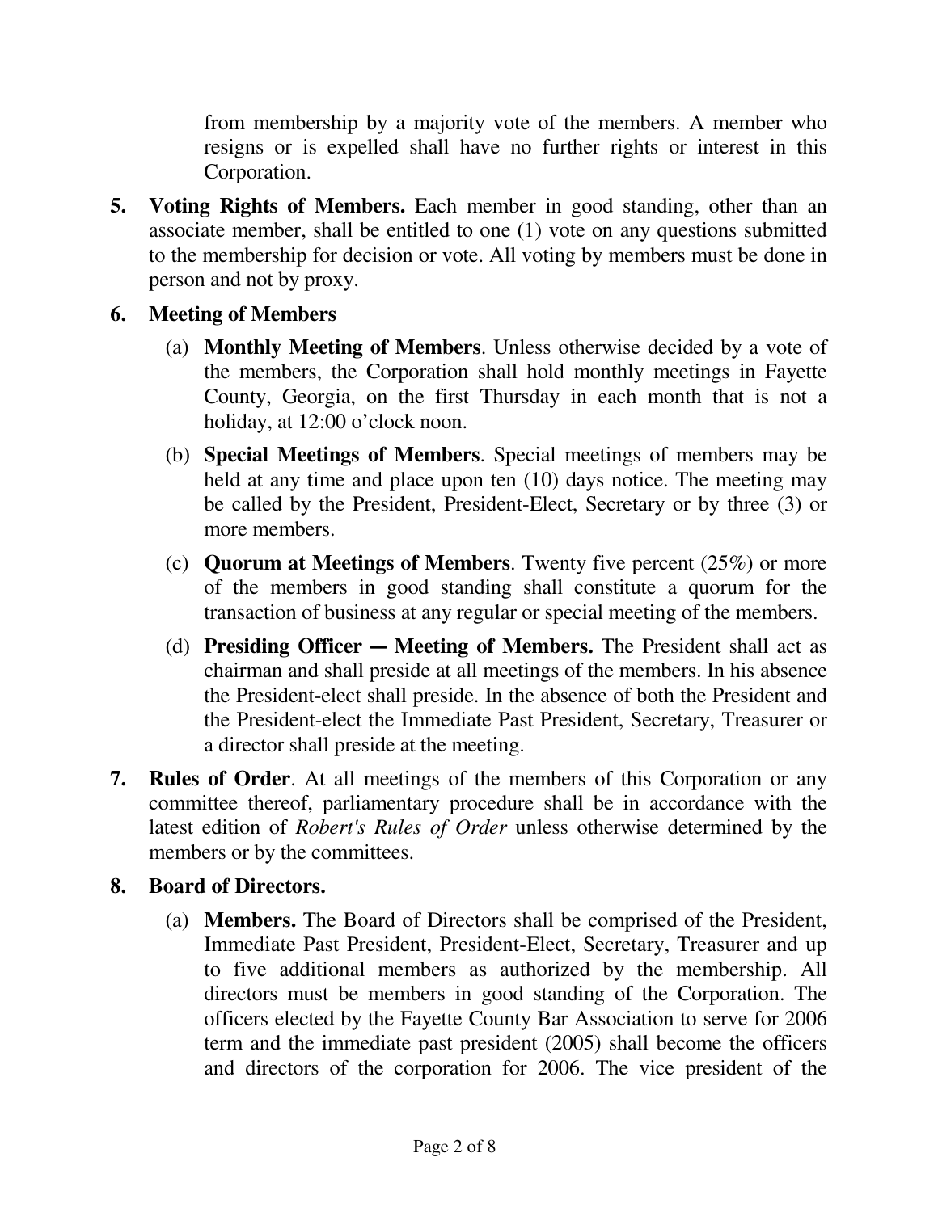from membership by a majority vote of the members. A member who resigns or is expelled shall have no further rights or interest in this Corporation.

**5. Voting Rights of Members.** Each member in good standing, other than an associate member, shall be entitled to one (1) vote on any questions submitted to the membership for decision or vote. All voting by members must be done in person and not by proxy.

**6. Meeting of Members**

(a) **Monthly Meeting of Members**. Unless otherwise decided by a vote of the members, the Corporation shall hold monthly meetings in Fayette County, Georgia, on the first Thursday in each month that is not a holiday, at 12:00 o'clock noon.

(b) **Special Meetings of Members**. Special meetings of members may be held at any time and place upon ten (10) days notice. The meeting may be called by the President, President-Elect, Secretary or by three (3) or more members.

(c) **Quorum at Meetings of Members**. Twenty five percent (25%) or more of the members in good standing shall constitute a quorum for the transaction of business at any regular or special meeting of the members.

(d) **Presiding Officer — Meeting of Members.** The President shall act as chairman and shall preside at all meetings of the members. In his absence the President-elect shall preside. In the absence of both the President and the President-elect the Immediate Past President, Secretary, Treasurer or a director shall preside at the meeting.

**7. Rules of Order**. At all meetings of the members of this Corporation or any committee thereof, parliamentary procedure shall be in accordance with the latest edition of *Robert's Rules of Order* unless otherwise determined by the members or by the committees.

**8. Board of Directors.**

(a) **Members.** The Board of Directors shall be comprised of the President, Immediate Past President, President-Elect, Secretary, Treasurer and up to five additional members as authorized by the membership. All directors must be members in good standing of the Corporation. The officers elected by the Fayette County Bar Association to serve for 2006 term and the immediate past president (2005) shall become the officers and directors of the corporation for 2006. The vice president of the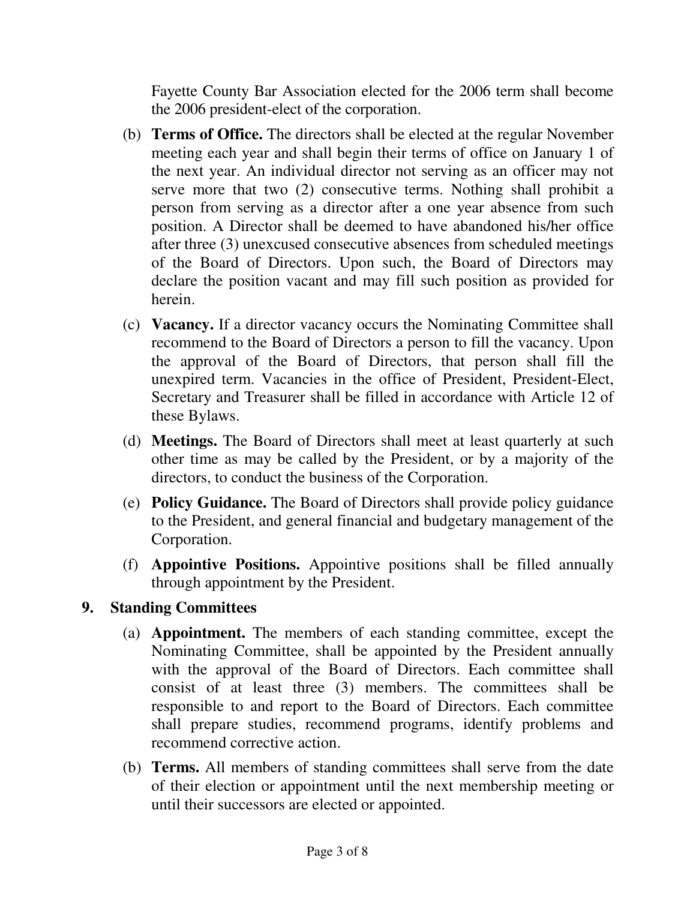Fayette County Bar Association elected for the 2006 term shall become the 2006 president-elect of the corporation.

(b) **Terms of Office.** The directors shall be elected at the regular November meeting each year and shall begin their terms of office on January 1 of the next year. An individual director not serving as an officer may not serve more that two (2) consecutive terms. Nothing shall prohibit a person from serving as a director after a one year absence from such position. A Director shall be deemed to have abandoned his/her office after three (3) unexcused consecutive absences from scheduled meetings of the Board of Directors. Upon such, the Board of Directors may declare the position vacant and may fill such position as provided for herein.

(c) **Vacancy.** If a director vacancy occurs the Nominating Committee shall recommend to the Board of Directors a person to fill the vacancy. Upon the approval of the Board of Directors, that person shall fill the unexpired term. Vacancies in the office of President, President-Elect, Secretary and Treasurer shall be filled in accordance with Article 12 of these Bylaws.

(d) **Meetings.** The Board of Directors shall meet at least quarterly at such other time as may be called by the President, or by a majority of the directors, to conduct the business of the Corporation.

(e) **Policy Guidance.** The Board of Directors shall provide policy guidance to the President, and general financial and budgetary management of the Corporation.

(f) **Appointive Positions.** Appointive positions shall be filled annually through appointment by the President.

## 9. Standing Committees

(a) **Appointment.** The members of each standing committee, except the Nominating Committee, shall be appointed by the President annually with the approval of the Board of Directors. Each committee shall consist of at least three (3) members. The committees shall be responsible to and report to the Board of Directors. Each committee shall prepare studies, recommend programs, identify problems and recommend corrective action.

(b) **Terms.** All members of standing committees shall serve from the date of their election or appointment until the next membership meeting or until their successors are elected or appointed.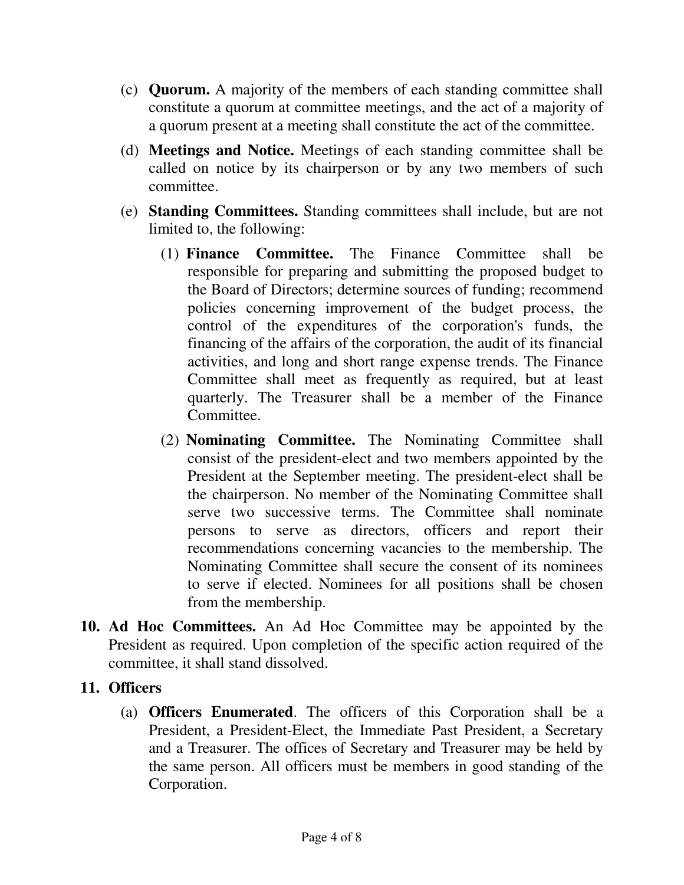(c) **Quorum.** A majority of the members of each standing committee shall constitute a quorum at committee meetings, and the act of a majority of a quorum present at a meeting shall constitute the act of the committee.

(d) **Meetings and Notice.** Meetings of each standing committee shall be called on notice by its chairperson or by any two members of such committee.

(e) **Standing Committees.** Standing committees shall include, but are not limited to, the following:

   (1) **Finance Committee.** The Finance Committee shall be responsible for preparing and submitting the proposed budget to the Board of Directors; determine sources of funding; recommend policies concerning improvement of the budget process, the control of the expenditures of the corporation's funds, the financing of the affairs of the corporation, the audit of its financial activities, and long and short range expense trends. The Finance Committee shall meet as frequently as required, but at least quarterly. The Treasurer shall be a member of the Finance Committee.

   (2) **Nominating Committee.** The Nominating Committee shall consist of the president-elect and two members appointed by the President at the September meeting. The president-elect shall be the chairperson. No member of the Nominating Committee shall serve two successive terms. The Committee shall nominate persons to serve as directors, officers and report their recommendations concerning vacancies to the membership. The Nominating Committee shall secure the consent of its nominees to serve if elected. Nominees for all positions shall be chosen from the membership.

**10. Ad Hoc Committees.** An Ad Hoc Committee may be appointed by the President as required. Upon completion of the specific action required of the committee, it shall stand dissolved.

**11. Officers**

(a) **Officers Enumerated**. The officers of this Corporation shall be a President, a President-Elect, the Immediate Past President, a Secretary and a Treasurer. The offices of Secretary and Treasurer may be held by the same person. All officers must be members in good standing of the Corporation.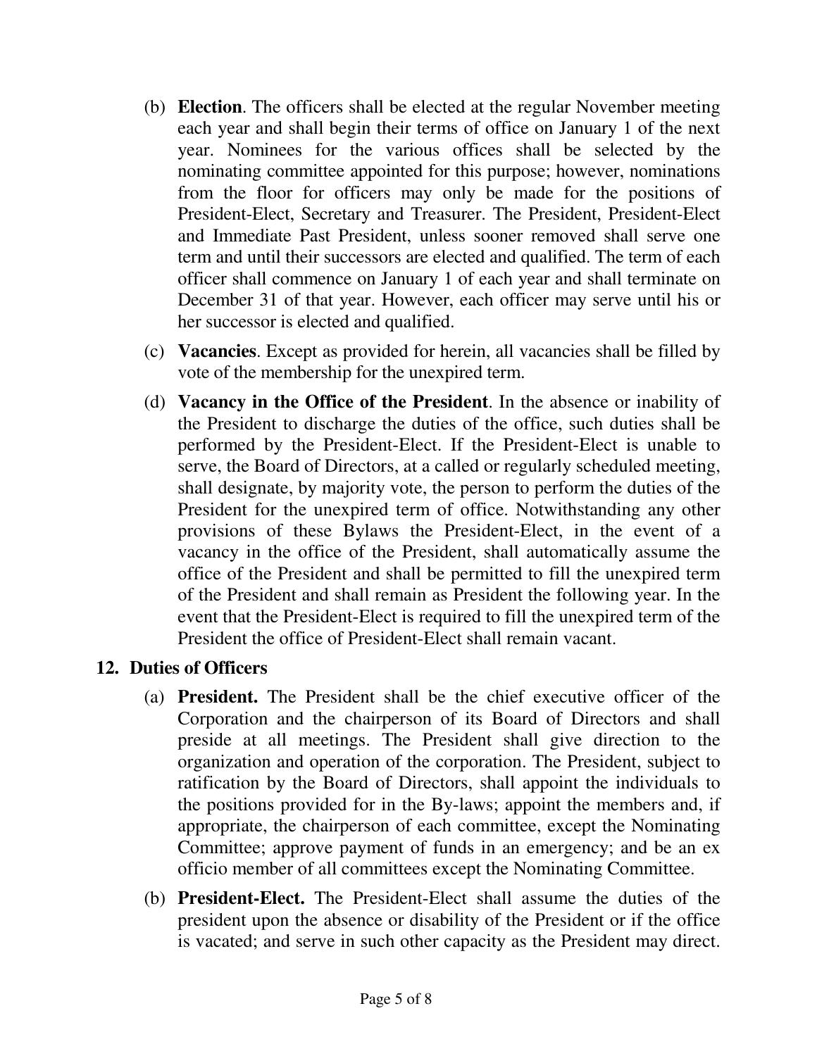(b) **Election**. The officers shall be elected at the regular November meeting each year and shall begin their terms of office on January 1 of the next year. Nominees for the various offices shall be selected by the nominating committee appointed for this purpose; however, nominations from the floor for officers may only be made for the positions of President-Elect, Secretary and Treasurer. The President, President-Elect and Immediate Past President, unless sooner removed shall serve one term and until their successors are elected and qualified. The term of each officer shall commence on January 1 of each year and shall terminate on December 31 of that year. However, each officer may serve until his or her successor is elected and qualified.

(c) **Vacancies**. Except as provided for herein, all vacancies shall be filled by vote of the membership for the unexpired term.

(d) **Vacancy in the Office of the President**. In the absence or inability of the President to discharge the duties of the office, such duties shall be performed by the President-Elect. If the President-Elect is unable to serve, the Board of Directors, at a called or regularly scheduled meeting, shall designate, by majority vote, the person to perform the duties of the President for the unexpired term of office. Notwithstanding any other provisions of these Bylaws the President-Elect, in the event of a vacancy in the office of the President, shall automatically assume the office of the President and shall be permitted to fill the unexpired term of the President and shall remain as President the following year. In the event that the President-Elect is required to fill the unexpired term of the President the office of President-Elect shall remain vacant.

## 12. Duties of Officers

(a) **President.** The President shall be the chief executive officer of the Corporation and the chairperson of its Board of Directors and shall preside at all meetings. The President shall give direction to the organization and operation of the corporation. The President, subject to ratification by the Board of Directors, shall appoint the individuals to the positions provided for in the By-laws; appoint the members and, if appropriate, the chairperson of each committee, except the Nominating Committee; approve payment of funds in an emergency; and be an ex officio member of all committees except the Nominating Committee.

(b) **President-Elect.** The President-Elect shall assume the duties of the president upon the absence or disability of the President or if the office is vacated; and serve in such other capacity as the President may direct.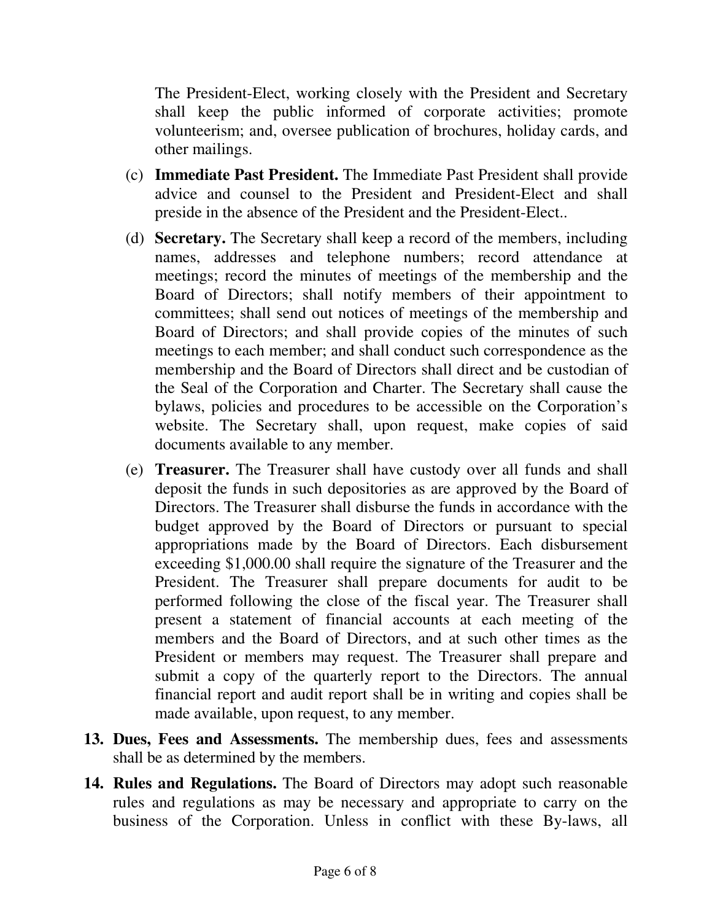The President-Elect, working closely with the President and Secretary shall keep the public informed of corporate activities; promote volunteerism; and, oversee publication of brochures, holiday cards, and other mailings.

(c) **Immediate Past President.** The Immediate Past President shall provide advice and counsel to the President and President-Elect and shall preside in the absence of the President and the President-Elect..

(d) **Secretary.** The Secretary shall keep a record of the members, including names, addresses and telephone numbers; record attendance at meetings; record the minutes of meetings of the membership and the Board of Directors; shall notify members of their appointment to committees; shall send out notices of meetings of the membership and Board of Directors; and shall provide copies of the minutes of such meetings to each member; and shall conduct such correspondence as the membership and the Board of Directors shall direct and be custodian of the Seal of the Corporation and Charter. The Secretary shall cause the bylaws, policies and procedures to be accessible on the Corporation's website. The Secretary shall, upon request, make copies of said documents available to any member.

(e) **Treasurer.** The Treasurer shall have custody over all funds and shall deposit the funds in such depositories as are approved by the Board of Directors. The Treasurer shall disburse the funds in accordance with the budget approved by the Board of Directors or pursuant to special appropriations made by the Board of Directors. Each disbursement exceeding $1,000.00 shall require the signature of the Treasurer and the President. The Treasurer shall prepare documents for audit to be performed following the close of the fiscal year. The Treasurer shall present a statement of financial accounts at each meeting of the members and the Board of Directors, and at such other times as the President or members may request. The Treasurer shall prepare and submit a copy of the quarterly report to the Directors. The annual financial report and audit report shall be in writing and copies shall be made available, upon request, to any member.

**13. Dues, Fees and Assessments.** The membership dues, fees and assessments shall be as determined by the members.

**14. Rules and Regulations.** The Board of Directors may adopt such reasonable rules and regulations as may be necessary and appropriate to carry on the business of the Corporation. Unless in conflict with these By-laws, all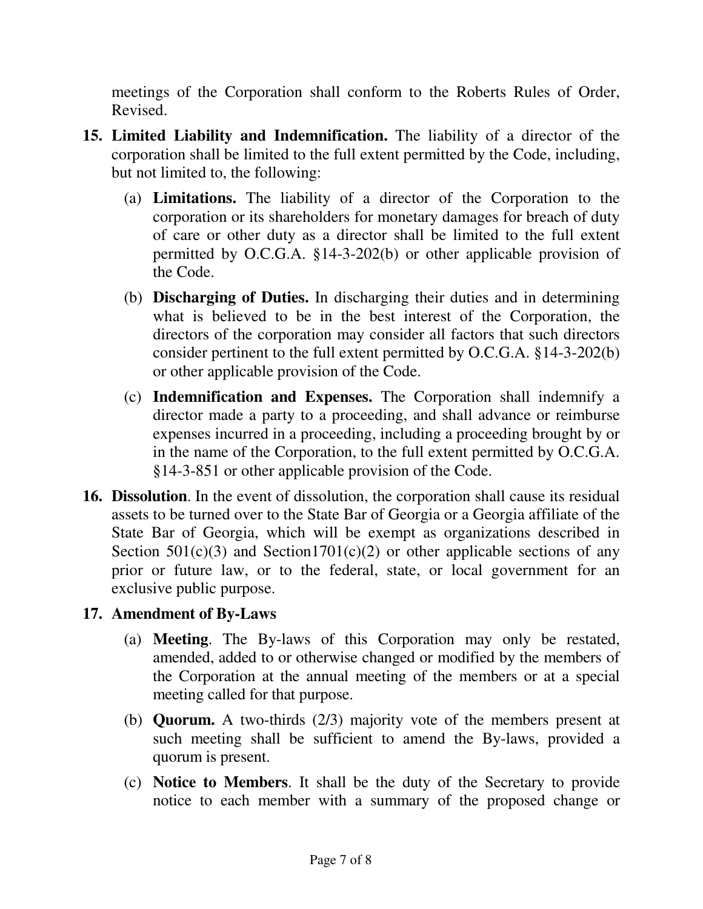meetings of the Corporation shall conform to the Roberts Rules of Order, Revised.

15. **Limited Liability and Indemnification.** The liability of a director of the corporation shall be limited to the full extent permitted by the Code, including, but not limited to, the following:

    (a) **Limitations.** The liability of a director of the Corporation to the corporation or its shareholders for monetary damages for breach of duty of care or other duty as a director shall be limited to the full extent permitted by O.C.G.A. §14-3-202(b) or other applicable provision of the Code.

    (b) **Discharging of Duties.** In discharging their duties and in determining what is believed to be in the best interest of the Corporation, the directors of the corporation may consider all factors that such directors consider pertinent to the full extent permitted by O.C.G.A. §14-3-202(b) or other applicable provision of the Code.

    (c) **Indemnification and Expenses.** The Corporation shall indemnify a director made a party to a proceeding, and shall advance or reimburse expenses incurred in a proceeding, including a proceeding brought by or in the name of the Corporation, to the full extent permitted by O.C.G.A. §14-3-851 or other applicable provision of the Code.

16. **Dissolution**. In the event of dissolution, the corporation shall cause its residual assets to be turned over to the State Bar of Georgia or a Georgia affiliate of the State Bar of Georgia, which will be exempt as organizations described in Section 501(c)(3) and Section1701(c)(2) or other applicable sections of any prior or future law, or to the federal, state, or local government for an exclusive public purpose.

17. **Amendment of By-Laws**

    (a) **Meeting**. The By-laws of this Corporation may only be restated, amended, added to or otherwise changed or modified by the members of the Corporation at the annual meeting of the members or at a special meeting called for that purpose.

    (b) **Quorum.** A two-thirds (2/3) majority vote of the members present at such meeting shall be sufficient to amend the By-laws, provided a quorum is present.

    (c) **Notice to Members**. It shall be the duty of the Secretary to provide notice to each member with a summary of the proposed change or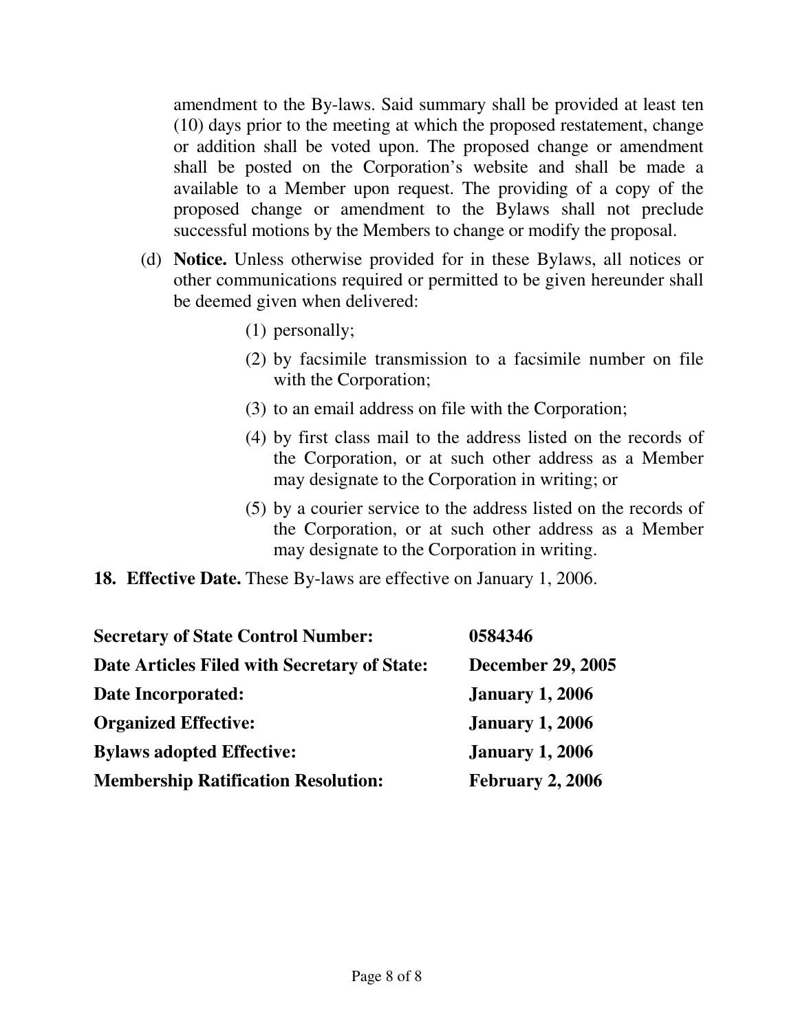amendment to the By-laws. Said summary shall be provided at least ten (10) days prior to the meeting at which the proposed restatement, change or addition shall be voted upon. The proposed change or amendment shall be posted on the Corporation's website and shall be made a available to a Member upon request. The providing of a copy of the proposed change or amendment to the Bylaws shall not preclude successful motions by the Members to change or modify the proposal.

(d) **Notice.** Unless otherwise provided for in these Bylaws, all notices or other communications required or permitted to be given hereunder shall be deemed given when delivered:

(1) personally;

(2) by facsimile transmission to a facsimile number on file with the Corporation;

(3) to an email address on file with the Corporation;

(4) by first class mail to the address listed on the records of the Corporation, or at such other address as a Member may designate to the Corporation in writing; or

(5) by a courier service to the address listed on the records of the Corporation, or at such other address as a Member may designate to the Corporation in writing.

**18. Effective Date.** These By-laws are effective on January 1, 2006.

| | |
|---|---|
| **Secretary of State Control Number:** | **0584346** |
| **Date Articles Filed with Secretary of State:** | **December 29, 2005** |
| **Date Incorporated:** | **January 1, 2006** |
| **Organized Effective:** | **January 1, 2006** |
| **Bylaws adopted Effective:** | **January 1, 2006** |
| **Membership Ratification Resolution:** | **February 2, 2006** |